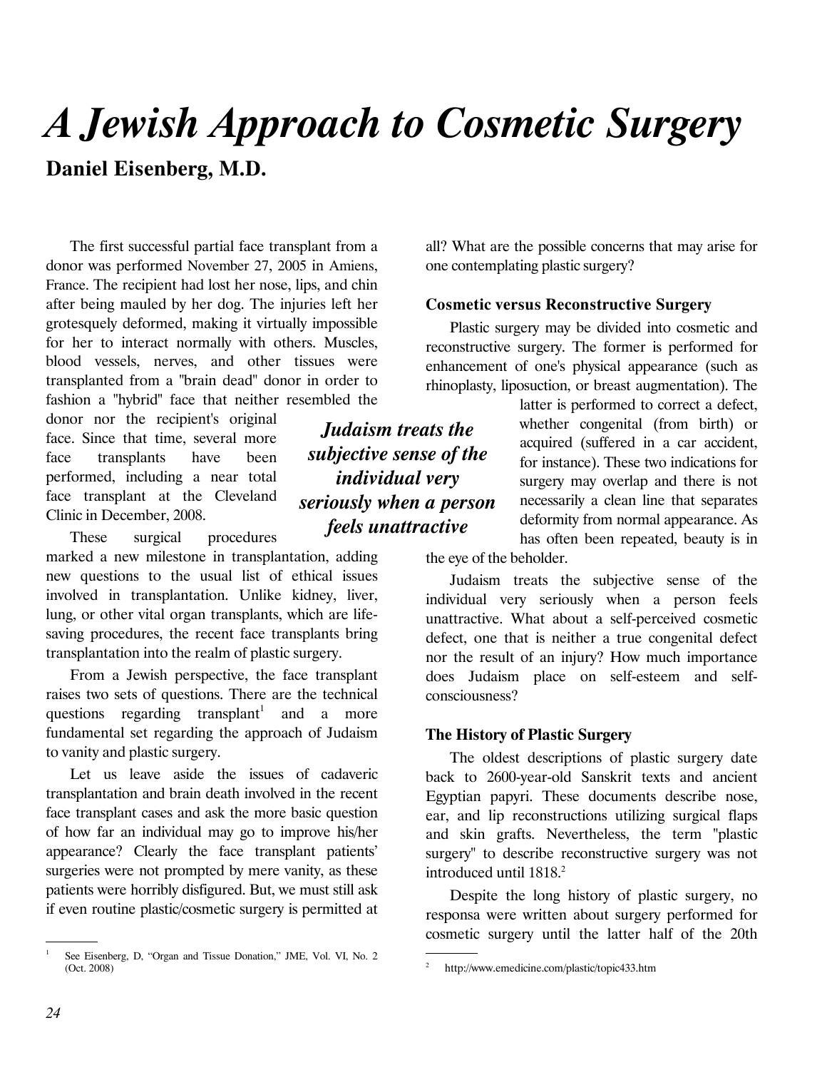# *A Jewish Approach to Cosmetic Surgery*

## Daniel Eisenberg, M.D.

The first successful partial face transplant from a donor was performed November 27, 2005 in Amiens, France. The recipient had lost her nose, lips, and chin after being mauled by her dog. The injuries left her grotesquely deformed, making it virtually impossible for her to interact normally with others. Muscles, blood vessels, nerves, and other tissues were transplanted from a "brain dead" donor in order to fashion a "hybrid" face that neither resembled the donor nor the recipient's original face. Since that time, several more face transplants have been performed, including a near total face transplant at the Cleveland Clinic in December, 2008.

These surgical procedures marked a new milestone in transplantation, adding new questions to the usual list of ethical issues involved in transplantation. Unlike kidney, liver, lung, or other vital organ transplants, which are life-saving procedures, the recent face transplants bring transplantation into the realm of plastic surgery.

From a Jewish perspective, the face transplant raises two sets of questions. There are the technical questions regarding transplant[1] and a more fundamental set regarding the approach of Judaism to vanity and plastic surgery.

Let us leave aside the issues of cadaveric transplantation and brain death involved in the recent face transplant cases and ask the more basic question of how far an individual may go to improve his/her appearance? Clearly the face transplant patients' surgeries were not prompted by mere vanity, as these patients were horribly disfigured. But, we must still ask if even routine plastic/cosmetic surgery is permitted at all? What are the possible concerns that may arise for one contemplating plastic surgery?

### Cosmetic versus Reconstructive Surgery

Plastic surgery may be divided into cosmetic and reconstructive surgery. The former is performed for enhancement of one's physical appearance (such as rhinoplasty, liposuction, or breast augmentation). The latter is performed to correct a defect, whether congenital (from birth) or acquired (suffered in a car accident, for instance). These two indications for surgery may overlap and there is not necessarily a clean line that separates deformity from normal appearance. As has often been repeated, beauty is in the eye of the beholder.

***Judaism treats the subjective sense of the individual very seriously when a person feels unattractive***

Judaism treats the subjective sense of the individual very seriously when a person feels unattractive. What about a self-perceived cosmetic defect, one that is neither a true congenital defect nor the result of an injury? How much importance does Judaism place on self-esteem and self-consciousness?

### The History of Plastic Surgery

The oldest descriptions of plastic surgery date back to 2600-year-old Sanskrit texts and ancient Egyptian papyri. These documents describe nose, ear, and lip reconstructions utilizing surgical flaps and skin grafts. Nevertheless, the term "plastic surgery" to describe reconstructive surgery was not introduced until 1818.[2]

Despite the long history of plastic surgery, no responsa were written about surgery performed for cosmetic surgery until the latter half of the 20th

---

[1] See Eisenberg, D, "Organ and Tissue Donation," JME, Vol. VI, No. 2 (Oct. 2008)

[2] http://www.emedicine.com/plastic/topic433.htm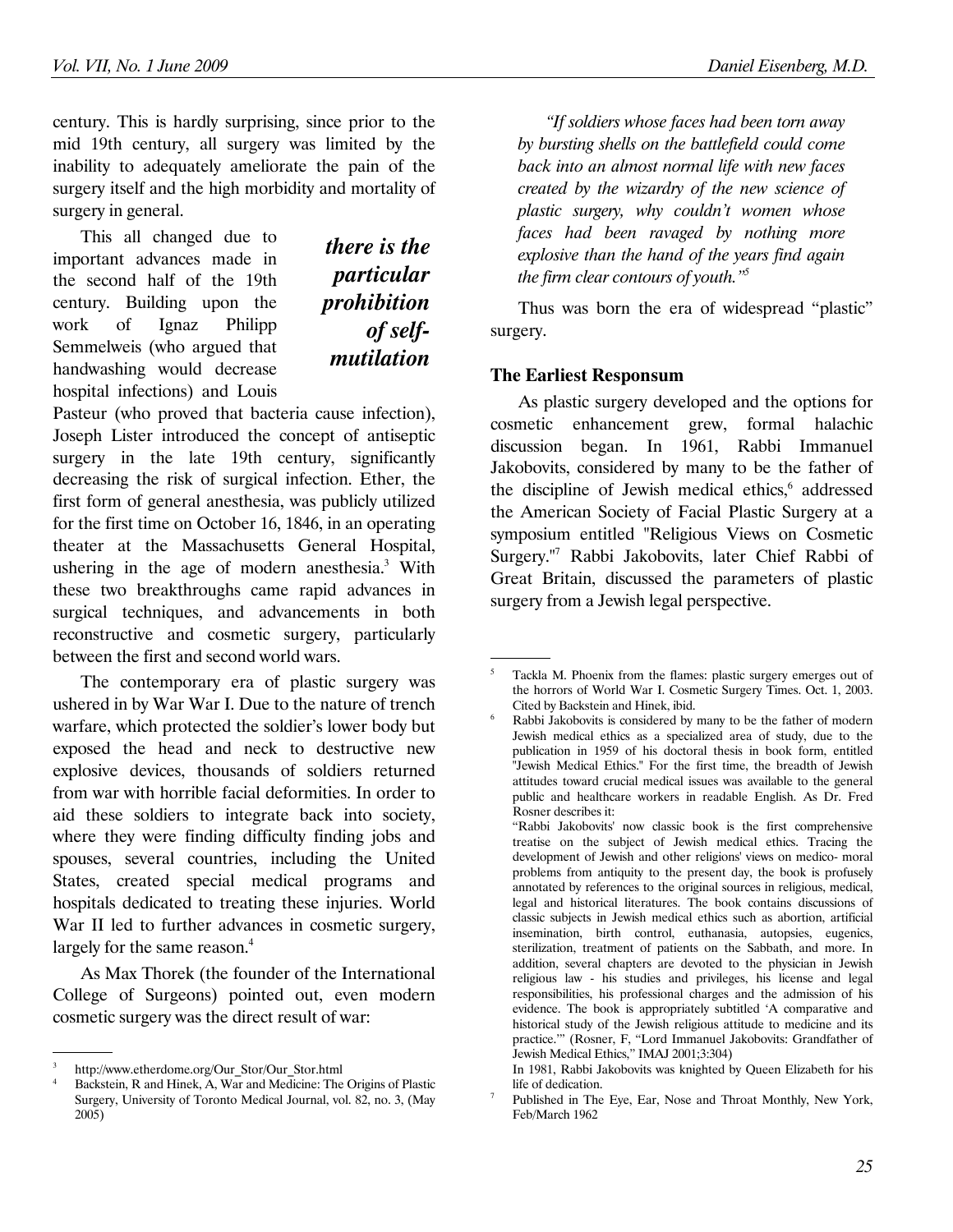century. This is hardly surprising, since prior to the mid 19th century, all surgery was limited by the inability to adequately ameliorate the pain of the surgery itself and the high morbidity and mortality of surgery in general.

***there is the particular prohibition of self-mutilation***

This all changed due to important advances made in the second half of the 19th century. Building upon the work of Ignaz Philipp Semmelweis (who argued that handwashing would decrease hospital infections) and Louis Pasteur (who proved that bacteria cause infection), Joseph Lister introduced the concept of antiseptic surgery in the late 19th century, significantly decreasing the risk of surgical infection. Ether, the first form of general anesthesia, was publicly utilized for the first time on October 16, 1846, in an operating theater at the Massachusetts General Hospital, ushering in the age of modern anesthesia.[3] With these two breakthroughs came rapid advances in surgical techniques, and advancements in both reconstructive and cosmetic surgery, particularly between the first and second world wars.

The contemporary era of plastic surgery was ushered in by War War I. Due to the nature of trench warfare, which protected the soldier's lower body but exposed the head and neck to destructive new explosive devices, thousands of soldiers returned from war with horrible facial deformities. In order to aid these soldiers to integrate back into society, where they were finding difficulty finding jobs and spouses, several countries, including the United States, created special medical programs and hospitals dedicated to treating these injuries. World War II led to further advances in cosmetic surgery, largely for the same reason.[4]

As Max Thorek (the founder of the International College of Surgeons) pointed out, even modern cosmetic surgery was the direct result of war:

> *"If soldiers whose faces had been torn away by bursting shells on the battlefield could come back into an almost normal life with new faces created by the wizardry of the new science of plastic surgery, why couldn't women whose faces had been ravaged by nothing more explosive than the hand of the years find again the firm clear contours of youth."*[5]

Thus was born the era of widespread "plastic" surgery.

### The Earliest Responsum

As plastic surgery developed and the options for cosmetic enhancement grew, formal halachic discussion began. In 1961, Rabbi Immanuel Jakobovits, considered by many to be the father of the discipline of Jewish medical ethics,[6] addressed the American Society of Facial Plastic Surgery at a symposium entitled "Religious Views on Cosmetic Surgery."[7] Rabbi Jakobovits, later Chief Rabbi of Great Britain, discussed the parameters of plastic surgery from a Jewish legal perspective.

---

[3] http://www.etherdome.org/Our_Stor/Our_Stor.html

[4] Backstein, R and Hinek, A, War and Medicine: The Origins of Plastic Surgery, University of Toronto Medical Journal, vol. 82, no. 3, (May 2005)

[5] Tackla M. Phoenix from the flames: plastic surgery emerges out of the horrors of World War I. Cosmetic Surgery Times. Oct. 1, 2003. Cited by Backstein and Hinek, ibid.

[6] Rabbi Jakobovits is considered by many to be the father of modern Jewish medical ethics as a specialized area of study, due to the publication in 1959 of his doctoral thesis in book form, entitled "Jewish Medical Ethics." For the first time, the breadth of Jewish attitudes toward crucial medical issues was available to the general public and healthcare workers in readable English. As Dr. Fred Rosner describes it:
"Rabbi Jakobovits' now classic book is the first comprehensive treatise on the subject of Jewish medical ethics. Tracing the development of Jewish and other religions' views on medico- moral problems from antiquity to the present day, the book is profusely annotated by references to the original sources in religious, medical, legal and historical literatures. The book contains discussions of classic subjects in Jewish medical ethics such as abortion, artificial insemination, birth control, euthanasia, autopsies, eugenics, sterilization, treatment of patients on the Sabbath, and more. In addition, several chapters are devoted to the physician in Jewish religious law - his studies and privileges, his license and legal responsibilities, his professional charges and the admission of his evidence. The book is appropriately subtitled 'A comparative and historical study of the Jewish religious attitude to medicine and its practice.'" (Rosner, F, "Lord Immanuel Jakobovits: Grandfather of Jewish Medical Ethics," IMAJ 2001;3:304)
In 1981, Rabbi Jakobovits was knighted by Queen Elizabeth for his life of dedication.

[7] Published in The Eye, Ear, Nose and Throat Monthly, New York, Feb/March 1962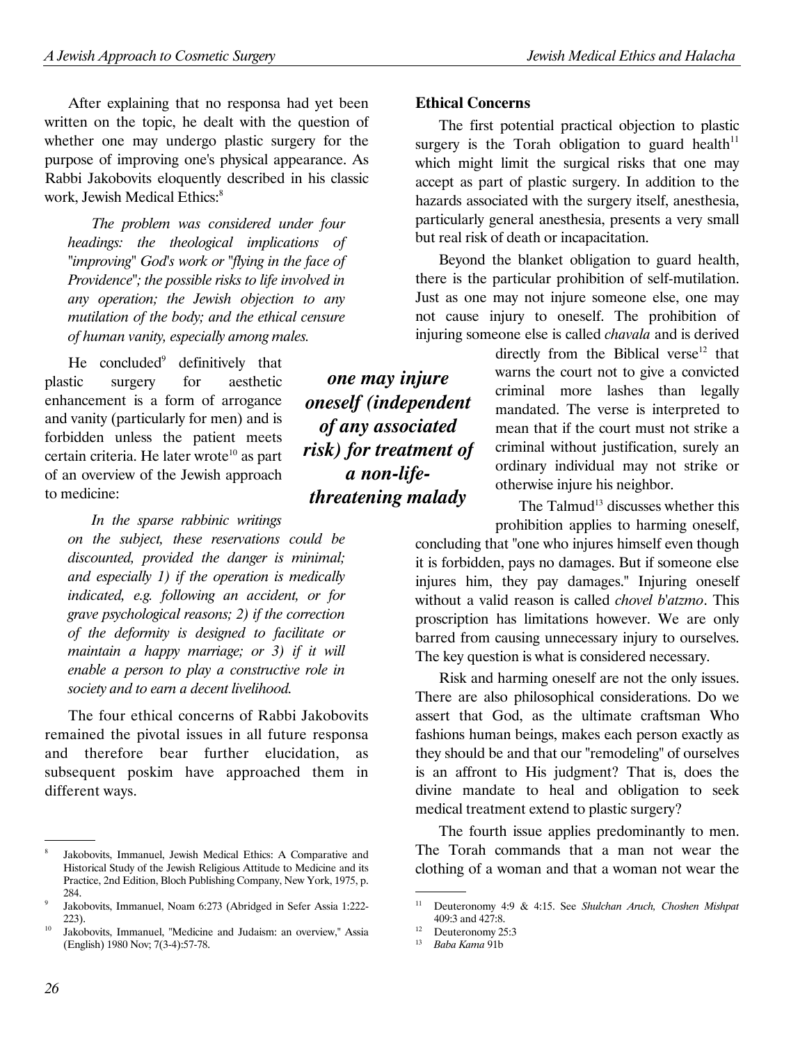After explaining that no responsa had yet been written on the topic, he dealt with the question of whether one may undergo plastic surgery for the purpose of improving one's physical appearance. As Rabbi Jakobovits eloquently described in his classic work, Jewish Medical Ethics:[8]

> *The problem was considered under four headings: the theological implications of "improving" God's work or "flying in the face of Providence"; the possible risks to life involved in any operation; the Jewish objection to any mutilation of the body; and the ethical censure of human vanity, especially among males.*

He concluded[9] definitively that plastic surgery for aesthetic enhancement is a form of arrogance and vanity (particularly for men) and is forbidden unless the patient meets certain criteria. He later wrote[10] as part of an overview of the Jewish approach to medicine:

> *In the sparse rabbinic writings on the subject, these reservations could be discounted, provided the danger is minimal; and especially 1) if the operation is medically indicated, e.g. following an accident, or for grave psychological reasons; 2) if the correction of the deformity is designed to facilitate or maintain a happy marriage; or 3) if it will enable a person to play a constructive role in society and to earn a decent livelihood.*

The four ethical concerns of Rabbi Jakobovits remained the pivotal issues in all future responsa and therefore bear further elucidation, as subsequent poskim have approached them in different ways.

### Ethical Concerns

The first potential practical objection to plastic surgery is the Torah obligation to guard health[11] which might limit the surgical risks that one may accept as part of plastic surgery. In addition to the hazards associated with the surgery itself, anesthesia, particularly general anesthesia, presents a very small but real risk of death or incapacitation.

Beyond the blanket obligation to guard health, there is the particular prohibition of self-mutilation. Just as one may not injure someone else, one may not cause injury to oneself. The prohibition of injuring someone else is called *chavala* and is derived directly from the Biblical verse[12] that warns the court not to give a convicted criminal more lashes than legally mandated. The verse is interpreted to mean that if the court must not strike a criminal without justification, surely an ordinary individual may not strike or otherwise injure his neighbor.

***one may injure oneself (independent of any associated risk) for treatment of a non-life-threatening malady***

The Talmud[13] discusses whether this prohibition applies to harming oneself, concluding that "one who injures himself even though it is forbidden, pays no damages. But if someone else injures him, they pay damages." Injuring oneself without a valid reason is called *chovel b'atzmo*. This proscription has limitations however. We are only barred from causing unnecessary injury to ourselves. The key question is what is considered necessary.

Risk and harming oneself are not the only issues. There are also philosophical considerations. Do we assert that God, as the ultimate craftsman Who fashions human beings, makes each person exactly as they should be and that our "remodeling" of ourselves is an affront to His judgment? That is, does the divine mandate to heal and obligation to seek medical treatment extend to plastic surgery?

The fourth issue applies predominantly to men. The Torah commands that a man not wear the clothing of a woman and that a woman not wear the

---

[8] Jakobovits, Immanuel, Jewish Medical Ethics: A Comparative and Historical Study of the Jewish Religious Attitude to Medicine and its Practice, 2nd Edition, Bloch Publishing Company, New York, 1975, p. 284.

[9] Jakobovits, Immanuel, Noam 6:273 (Abridged in Sefer Assia 1:222-223).

[10] Jakobovits, Immanuel, "Medicine and Judaism: an overview," Assia (English) 1980 Nov; 7(3-4):57-78.

[11] Deuteronomy 4:9 & 4:15. See *Shulchan Aruch, Choshen Mishpat* 409:3 and 427:8.

[12] Deuteronomy 25:3

[13] *Baba Kama* 91b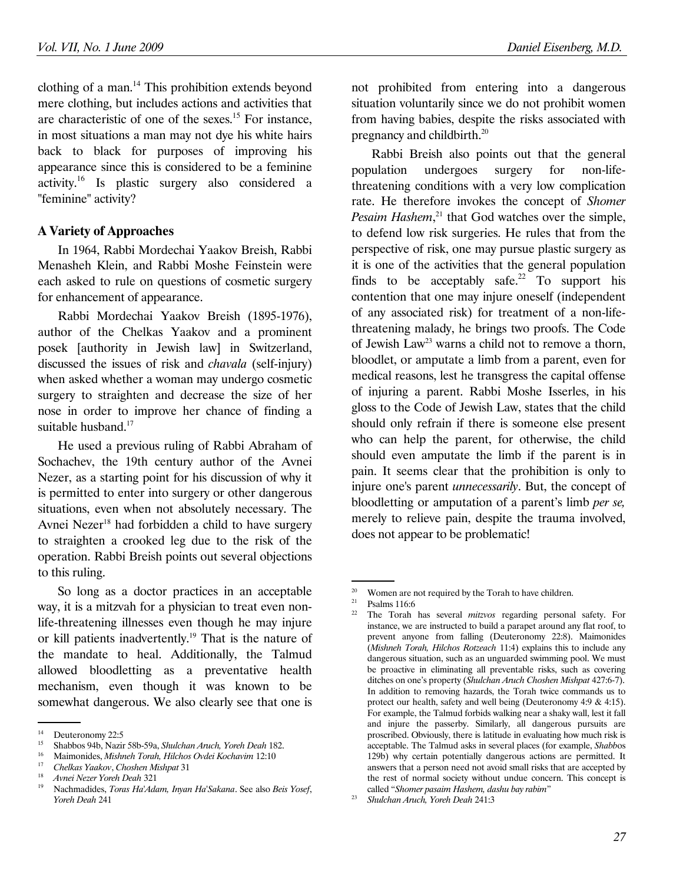clothing of a man.[14] This prohibition extends beyond mere clothing, but includes actions and activities that are characteristic of one of the sexes.[15] For instance, in most situations a man may not dye his white hairs back to black for purposes of improving his appearance since this is considered to be a feminine activity.[16] Is plastic surgery also considered a "feminine" activity?

### A Variety of Approaches

In 1964, Rabbi Mordechai Yaakov Breish, Rabbi Menasheh Klein, and Rabbi Moshe Feinstein were each asked to rule on questions of cosmetic surgery for enhancement of appearance.

Rabbi Mordechai Yaakov Breish (1895-1976), author of the Chelkas Yaakov and a prominent posek [authority in Jewish law] in Switzerland, discussed the issues of risk and *chavala* (self-injury) when asked whether a woman may undergo cosmetic surgery to straighten and decrease the size of her nose in order to improve her chance of finding a suitable husband.[17]

He used a previous ruling of Rabbi Abraham of Sochachev, the 19th century author of the Avnei Nezer, as a starting point for his discussion of why it is permitted to enter into surgery or other dangerous situations, even when not absolutely necessary. The Avnei Nezer[18] had forbidden a child to have surgery to straighten a crooked leg due to the risk of the operation. Rabbi Breish points out several objections to this ruling.

So long as a doctor practices in an acceptable way, it is a mitzvah for a physician to treat even non-life-threatening illnesses even though he may injure or kill patients inadvertently.[19] That is the nature of the mandate to heal. Additionally, the Talmud allowed bloodletting as a preventative health mechanism, even though it was known to be somewhat dangerous. We also clearly see that one is not prohibited from entering into a dangerous situation voluntarily since we do not prohibit women from having babies, despite the risks associated with pregnancy and childbirth.[20]

Rabbi Breish also points out that the general population undergoes surgery for non-life-threatening conditions with a very low complication rate. He therefore invokes the concept of *Shomer Pesaim Hashem*,[21] that God watches over the simple, to defend low risk surgeries. He rules that from the perspective of risk, one may pursue plastic surgery as it is one of the activities that the general population finds to be acceptably safe.[22] To support his contention that one may injure oneself (independent of any associated risk) for treatment of a non-life-threatening malady, he brings two proofs. The Code of Jewish Law[23] warns a child not to remove a thorn, bloodlet, or amputate a limb from a parent, even for medical reasons, lest he transgress the capital offense of injuring a parent. Rabbi Moshe Isserles, in his gloss to the Code of Jewish Law, states that the child should only refrain if there is someone else present who can help the parent, for otherwise, the child should even amputate the limb if the parent is in pain. It seems clear that the prohibition is only to injure one's parent *unnecessarily*. But, the concept of bloodletting or amputation of a parent's limb *per se,* merely to relieve pain, despite the trauma involved, does not appear to be problematic!

---

[14] Deuteronomy 22:5

[15] Shabbos 94b, Nazir 58b-59a, *Shulchan Aruch, Yoreh Deah* 182.

[16] Maimonides, *Mishneh Torah, Hilchos Ovdei Kochavim* 12:10

[17] *Chelkas Yaakov*, *Choshen Mishpat* 31

[18] *Avnei Nezer Yoreh Deah* 321

[19] Nachmadides, *Toras Ha'Adam, Inyan Ha'Sakana*. See also *Beis Yosef*, *Yoreh Deah* 241

[20] Women are not required by the Torah to have children.

[21] Psalms 116:6

[22] The Torah has several *mitzvos* regarding personal safety. For instance, we are instructed to build a parapet around any flat roof, to prevent anyone from falling (Deuteronomy 22:8). Maimonides (*Mishneh Torah, Hilchos Rotzeach* 11:4) explains this to include any dangerous situation, such as an unguarded swimming pool. We must be proactive in eliminating all preventable risks, such as covering ditches on one's property (*Shulchan Aruch Choshen Mishpat* 427:6-7). In addition to removing hazards, the Torah twice commands us to protect our health, safety and well being (Deuteronomy 4:9 & 4:15). For example, the Talmud forbids walking near a shaky wall, lest it fall and injure the passerby. Similarly, all dangerous pursuits are proscribed. Obviously, there is latitude in evaluating how much risk is acceptable. The Talmud asks in several places (for example, *Shabbos* 129b) why certain potentially dangerous actions are permitted. It answers that a person need not avoid small risks that are accepted by the rest of normal society without undue concern. This concept is called "*Shomer pasaim Hashem, dashu bay rabim*"

[23] *Shulchan Aruch, Yoreh Deah* 241:3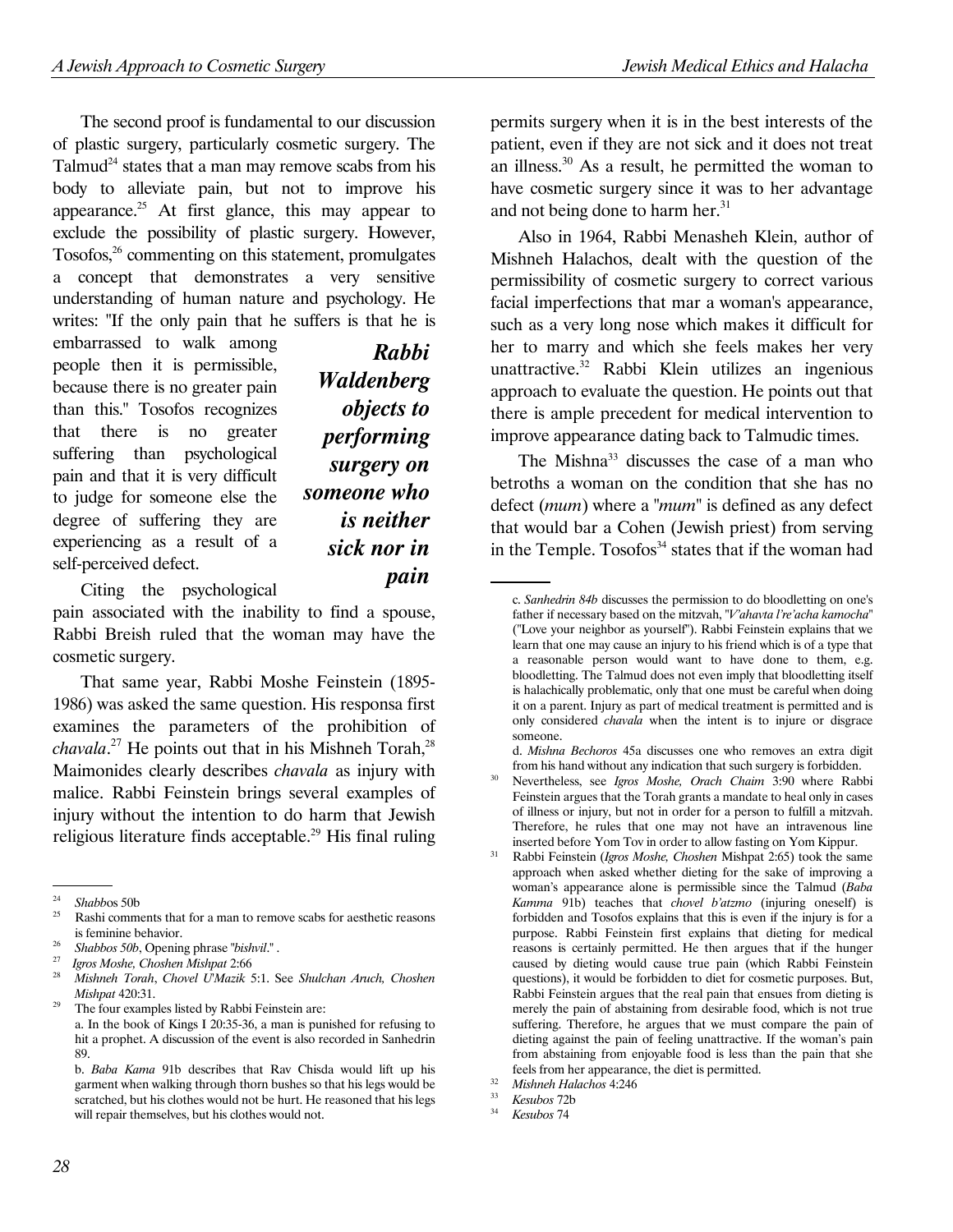The second proof is fundamental to our discussion of plastic surgery, particularly cosmetic surgery. The Talmud[24] states that a man may remove scabs from his body to alleviate pain, but not to improve his appearance.[25] At first glance, this may appear to exclude the possibility of plastic surgery. However, Tosofos,[26] commenting on this statement, promulgates a concept that demonstrates a very sensitive understanding of human nature and psychology. He writes: "If the only pain that he suffers is that he is embarrassed to walk among people then it is permissible, because there is no greater pain than this." Tosofos recognizes that there is no greater suffering than psychological pain and that it is very difficult to judge for someone else the degree of suffering they are experiencing as a result of a self-perceived defect.

***Rabbi Waldenberg objects to performing surgery on someone who is neither sick nor in pain***

Citing the psychological pain associated with the inability to find a spouse, Rabbi Breish ruled that the woman may have the cosmetic surgery.

That same year, Rabbi Moshe Feinstein (1895-1986) was asked the same question. His responsa first examines the parameters of the prohibition of *chavala*.[27] He points out that in his Mishneh Torah,[28] Maimonides clearly describes *chavala* as injury with malice. Rabbi Feinstein brings several examples of injury without the intention to do harm that Jewish religious literature finds acceptable.[29] His final ruling permits surgery when it is in the best interests of the patient, even if they are not sick and it does not treat an illness.[30] As a result, he permitted the woman to have cosmetic surgery since it was to her advantage and not being done to harm her.[31]

Also in 1964, Rabbi Menasheh Klein, author of Mishneh Halachos, dealt with the question of the permissibility of cosmetic surgery to correct various facial imperfections that mar a woman's appearance, such as a very long nose which makes it difficult for her to marry and which she feels makes her very unattractive.[32] Rabbi Klein utilizes an ingenious approach to evaluate the question. He points out that there is ample precedent for medical intervention to improve appearance dating back to Talmudic times.

The Mishna[33] discusses the case of a man who betroths a woman on the condition that she has no defect (*mum*) where a "*mum*" is defined as any defect that would bar a Cohen (Jewish priest) from serving in the Temple. Tosofos[34] states that if the woman had

---

[24] *Shabbos* 50b

[25] Rashi comments that for a man to remove scabs for aesthetic reasons is feminine behavior.

[26] *Shabbos 50b*, Opening phrase "*bishvil*."

[27] *Igros Moshe, Choshen Mishpat* 2:66

[28] *Mishneh Torah*, *Chovel U'Mazik* 5:1. See *Shulchan Aruch, Choshen Mishpat* 420:31.

[29] The four examples listed by Rabbi Feinstein are:

a. In the book of Kings I 20:35-36, a man is punished for refusing to hit a prophet. A discussion of the event is also recorded in Sanhedrin 89.

b. *Baba Kama* 91b describes that Rav Chisda would lift up his garment when walking through thorn bushes so that his legs would be scratched, but his clothes would not be hurt. He reasoned that his legs will repair themselves, but his clothes would not.

c. *Sanhedrin 84b* discusses the permission to do bloodletting on one's father if necessary based on the mitzvah, "*V'ahavta l're'acha kamocha*" ("Love your neighbor as yourself"). Rabbi Feinstein explains that we learn that one may cause an injury to his friend which is of a type that a reasonable person would want to have done to them, e.g. bloodletting. The Talmud does not even imply that bloodletting itself is halachically problematic, only that one must be careful when doing it on a parent. Injury as part of medical treatment is permitted and is only considered *chavala* when the intent is to injure or disgrace someone.

d. *Mishna Bechoros* 45a discusses one who removes an extra digit from his hand without any indication that such surgery is forbidden.

[30] Nevertheless, see *Igros Moshe, Orach Chaim* 3:90 where Rabbi Feinstein argues that the Torah grants a mandate to heal only in cases of illness or injury, but not in order for a person to fulfill a mitzvah. Therefore, he rules that one may not have an intravenous line inserted before Yom Tov in order to allow fasting on Yom Kippur.

[31] Rabbi Feinstein (*Igros Moshe, Choshen* Mishpat 2:65) took the same approach when asked whether dieting for the sake of improving a woman's appearance alone is permissible since the Talmud (*Baba Kamma* 91b) teaches that *chovel b'atzmo* (injuring oneself) is forbidden and Tosofos explains that this is even if the injury is for a purpose. Rabbi Feinstein first explains that dieting for medical reasons is certainly permitted. He then argues that if the hunger caused by dieting would cause true pain (which Rabbi Feinstein questions), it would be forbidden to diet for cosmetic purposes. But, Rabbi Feinstein argues that the real pain that ensues from dieting is merely the pain of abstaining from desirable food, which is not true suffering. Therefore, he argues that we must compare the pain of dieting against the pain of feeling unattractive. If the woman's pain from abstaining from enjoyable food is less than the pain that she feels from her appearance, the diet is permitted.

[32] *Mishneh Halachos* 4:246

[33] *Kesubos* 72b

[34] *Kesubos* 74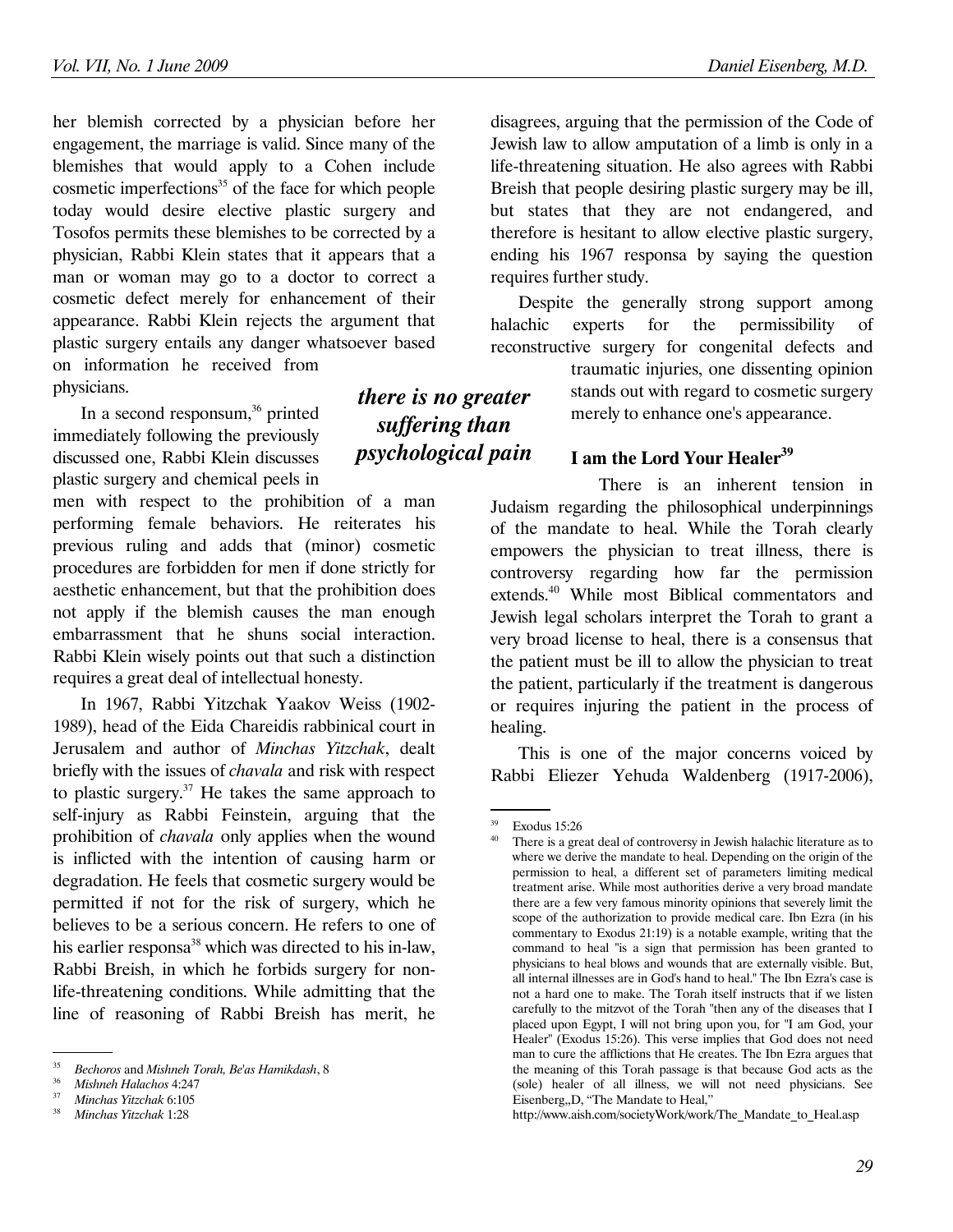her blemish corrected by a physician before her engagement, the marriage is valid. Since many of the blemishes that would apply to a Cohen include cosmetic imperfections[35] of the face for which people today would desire elective plastic surgery and Tosofos permits these blemishes to be corrected by a physician, Rabbi Klein states that it appears that a man or woman may go to a doctor to correct a cosmetic defect merely for enhancement of their appearance. Rabbi Klein rejects the argument that plastic surgery entails any danger whatsoever based on information he received from physicians.

In a second responsum,[36] printed immediately following the previously discussed one, Rabbi Klein discusses plastic surgery and chemical peels in men with respect to the prohibition of a man performing female behaviors. He reiterates his previous ruling and adds that (minor) cosmetic procedures are forbidden for men if done strictly for aesthetic enhancement, but that the prohibition does not apply if the blemish causes the man enough embarrassment that he shuns social interaction. Rabbi Klein wisely points out that such a distinction requires a great deal of intellectual honesty.

***there is no greater suffering than psychological pain***

In 1967, Rabbi Yitzchak Yaakov Weiss (1902-1989), head of the Eida Chareidis rabbinical court in Jerusalem and author of *Minchas Yitzchak*, dealt briefly with the issues of *chavala* and risk with respect to plastic surgery.[37] He takes the same approach to self-injury as Rabbi Feinstein, arguing that the prohibition of *chavala* only applies when the wound is inflicted with the intention of causing harm or degradation. He feels that cosmetic surgery would be permitted if not for the risk of surgery, which he believes to be a serious concern. He refers to one of his earlier responsa[38] which was directed to his in-law, Rabbi Breish, in which he forbids surgery for non-life-threatening conditions. While admitting that the line of reasoning of Rabbi Breish has merit, he disagrees, arguing that the permission of the Code of Jewish law to allow amputation of a limb is only in a life-threatening situation. He also agrees with Rabbi Breish that people desiring plastic surgery may be ill, but states that they are not endangered, and therefore is hesitant to allow elective plastic surgery, ending his 1967 responsa by saying the question requires further study.

Despite the generally strong support among halachic experts for the permissibility of reconstructive surgery for congenital defects and traumatic injuries, one dissenting opinion stands out with regard to cosmetic surgery merely to enhance one's appearance.

### I am the Lord Your Healer[39]

There is an inherent tension in Judaism regarding the philosophical underpinnings of the mandate to heal. While the Torah clearly empowers the physician to treat illness, there is controversy regarding how far the permission extends.[40] While most Biblical commentators and Jewish legal scholars interpret the Torah to grant a very broad license to heal, there is a consensus that the patient must be ill to allow the physician to treat the patient, particularly if the treatment is dangerous or requires injuring the patient in the process of healing.

This is one of the major concerns voiced by Rabbi Eliezer Yehuda Waldenberg (1917-2006),

---

[35] *Bechoros* and *Mishneh Torah, Be'as Hamikdash*, 8

[36] *Mishneh Halachos* 4:247

[37] *Minchas Yitzchak* 6:105

[38] *Minchas Yitzchak* 1:28

[39] Exodus 15:26

[40] There is a great deal of controversy in Jewish halachic literature as to where we derive the mandate to heal. Depending on the origin of the permission to heal, a different set of parameters limiting medical treatment arise. While most authorities derive a very broad mandate there are a few very famous minority opinions that severely limit the scope of the authorization to provide medical care. Ibn Ezra (in his commentary to Exodus 21:19) is a notable example, writing that the command to heal "is a sign that permission has been granted to physicians to heal blows and wounds that are externally visible. But, all internal illnesses are in God's hand to heal." The Ibn Ezra's case is not a hard one to make. The Torah itself instructs that if we listen carefully to the mitzvot of the Torah "then any of the diseases that I placed upon Egypt, I will not bring upon you, for "I am God, your Healer" (Exodus 15:26). This verse implies that God does not need man to cure the afflictions that He creates. The Ibn Ezra argues that the meaning of this Torah passage is that because God acts as the (sole) healer of all illness, we will not need physicians. See Eisenberg,,D, "The Mandate to Heal," http://www.aish.com/societyWork/work/The_Mandate_to_Heal.asp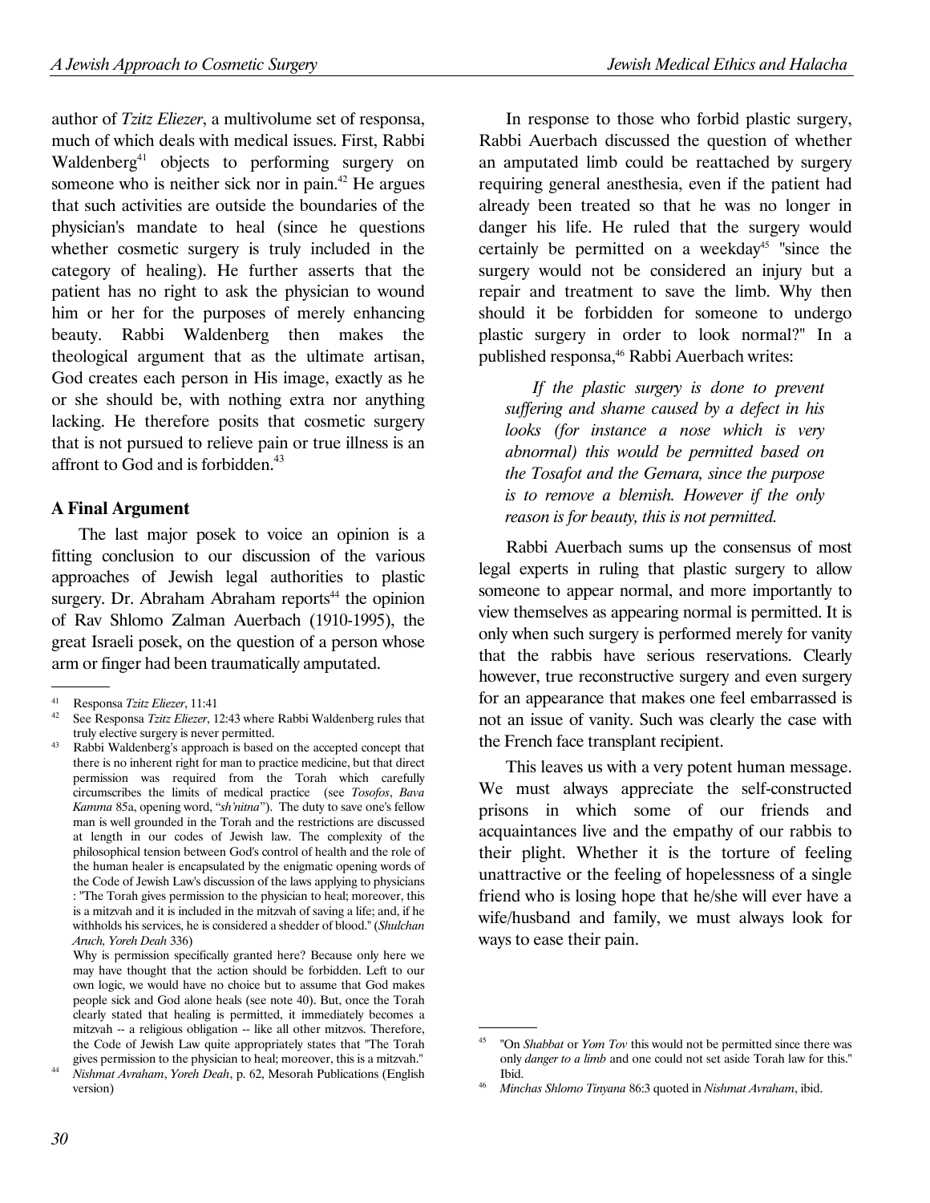author of *Tzitz Eliezer*, a multivolume set of responsa, much of which deals with medical issues. First, Rabbi Waldenberg[41] objects to performing surgery on someone who is neither sick nor in pain.[42] He argues that such activities are outside the boundaries of the physician's mandate to heal (since he questions whether cosmetic surgery is truly included in the category of healing). He further asserts that the patient has no right to ask the physician to wound him or her for the purposes of merely enhancing beauty. Rabbi Waldenberg then makes the theological argument that as the ultimate artisan, God creates each person in His image, exactly as he or she should be, with nothing extra nor anything lacking. He therefore posits that cosmetic surgery that is not pursued to relieve pain or true illness is an affront to God and is forbidden.[43]

## A Final Argument

The last major posek to voice an opinion is a fitting conclusion to our discussion of the various approaches of Jewish legal authorities to plastic surgery. Dr. Abraham Abraham reports[44] the opinion of Rav Shlomo Zalman Auerbach (1910-1995), the great Israeli posek, on the question of a person whose arm or finger had been traumatically amputated.

In response to those who forbid plastic surgery, Rabbi Auerbach discussed the question of whether an amputated limb could be reattached by surgery requiring general anesthesia, even if the patient had already been treated so that he was no longer in danger his life. He ruled that the surgery would certainly be permitted on a weekday[45] "since the surgery would not be considered an injury but a repair and treatment to save the limb. Why then should it be forbidden for someone to undergo plastic surgery in order to look normal?" In a published responsa,[46] Rabbi Auerbach writes:

> *If the plastic surgery is done to prevent suffering and shame caused by a defect in his looks (for instance a nose which is very abnormal) this would be permitted based on the Tosafot and the Gemara, since the purpose is to remove a blemish. However if the only reason is for beauty, this is not permitted.*

Rabbi Auerbach sums up the consensus of most legal experts in ruling that plastic surgery to allow someone to appear normal, and more importantly to view themselves as appearing normal is permitted. It is only when such surgery is performed merely for vanity that the rabbis have serious reservations. Clearly however, true reconstructive surgery and even surgery for an appearance that makes one feel embarrassed is not an issue of vanity. Such was clearly the case with the French face transplant recipient.

This leaves us with a very potent human message. We must always appreciate the self-constructed prisons in which some of our friends and acquaintances live and the empathy of our rabbis to their plight. Whether it is the torture of feeling unattractive or the feeling of hopelessness of a single friend who is losing hope that he/she will ever have a wife/husband and family, we must always look for ways to ease their pain.

---

[41] Responsa *Tzitz Eliezer*, 11:41

[42] See Responsa *Tzitz Eliezer*, 12:43 where Rabbi Waldenberg rules that truly elective surgery is never permitted.

[43] Rabbi Waldenberg's approach is based on the accepted concept that there is no inherent right for man to practice medicine, but that direct permission was required from the Torah which carefully circumscribes the limits of medical practice (see *Tosofos*, *Bava Kamma* 85a, opening word, "*sh'nitna*"). The duty to save one's fellow man is well grounded in the Torah and the restrictions are discussed at length in our codes of Jewish law. The complexity of the philosophical tension between God's control of health and the role of the human healer is encapsulated by the enigmatic opening words of the Code of Jewish Law's discussion of the laws applying to physicians : "The Torah gives permission to the physician to heal; moreover, this is a mitzvah and it is included in the mitzvah of saving a life; and, if he withholds his services, he is considered a shedder of blood." (*Shulchan Aruch, Yoreh Deah* 336)

Why is permission specifically granted here? Because only here we may have thought that the action should be forbidden. Left to our own logic, we would have no choice but to assume that God makes people sick and God alone heals (see note 40). But, once the Torah clearly stated that healing is permitted, it immediately becomes a mitzvah -- a religious obligation -- like all other mitzvos. Therefore, the Code of Jewish Law quite appropriately states that "The Torah gives permission to the physician to heal; moreover, this is a mitzvah."

[44] *Nishmat Avraham*, *Yoreh Deah*, p. 62, Mesorah Publications (English version)

[45] "On *Shabbat* or *Yom Tov* this would not be permitted since there was only *danger to a limb* and one could not set aside Torah law for this." Ibid.

[46] *Minchas Shlomo Tinyana* 86:3 quoted in *Nishmat Avraham*, ibid.